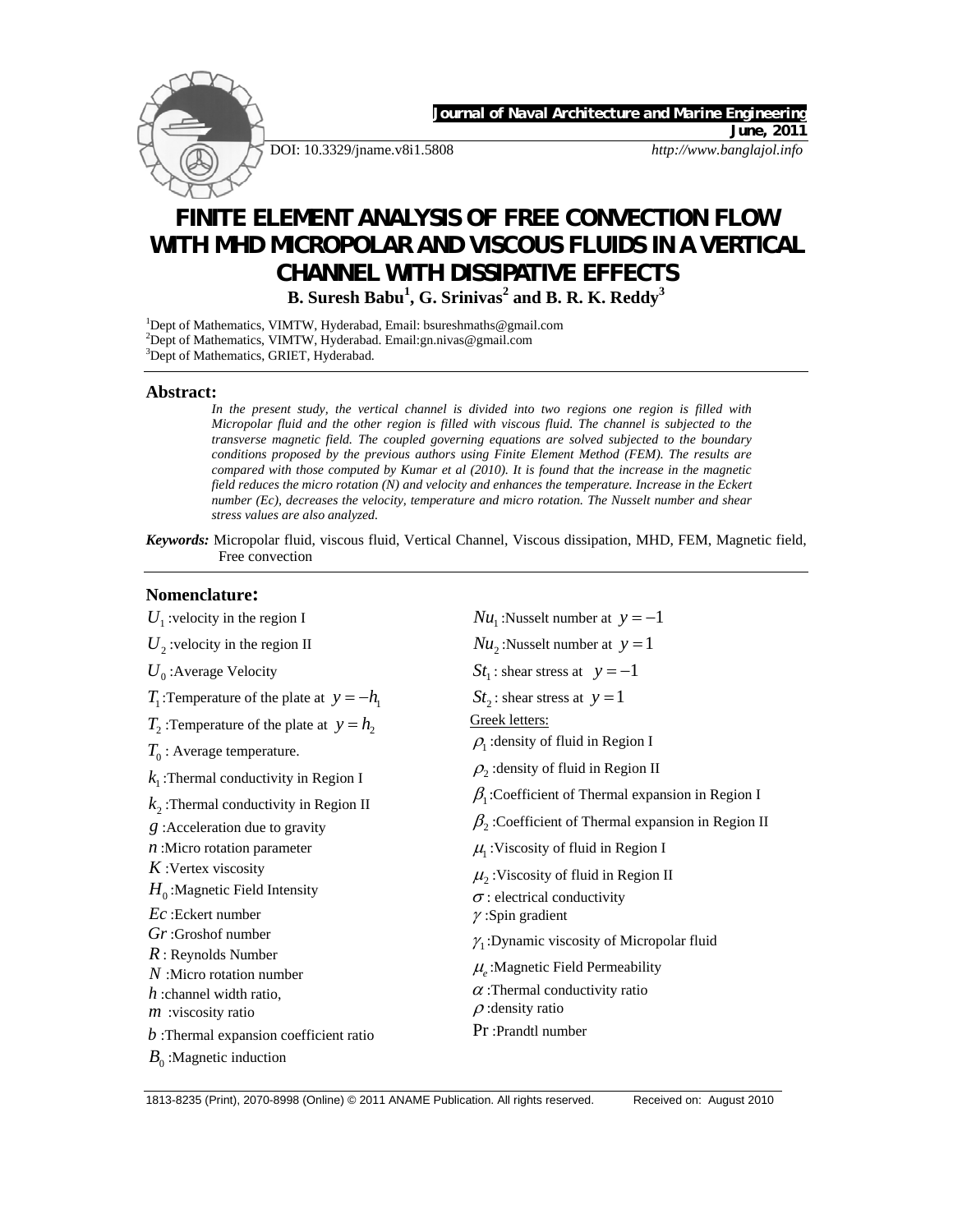Journal of Naval Architecture and Marine Engineering

June, 2011

DOI: 10.3329/jname.v8i1.5808 http://www.banglajol.info

# FINITE ELEMENT ANALYSIS OF FREE CONVECTION FLOW WITH MHD MICROPOLAR AND VISCOUS FLUIDS IN A VERTICAL CHANNEL WITH DISSIPATIVE EFFECTS

**B. Suresh Babu[1], G. Srinivas[2] and B. R. K. Reddy[3]**

[1]Dept of Mathematics, VIMTW, Hyderabad, Email: bsureshmaths@gmail.com
[2]Dept of Mathematics, VIMTW, Hyderabad. Email:gn.nivas@gmail.com
[3]Dept of Mathematics, GRIET, Hyderabad.

## Abstract:

*In the present study, the vertical channel is divided into two regions one region is filled with Micropolar fluid and the other region is filled with viscous fluid. The channel is subjected to the transverse magnetic field. The coupled governing equations are solved subjected to the boundary conditions proposed by the previous authors using Finite Element Method (FEM). The results are compared with those computed by Kumar et al (2010). It is found that the increase in the magnetic field reduces the micro rotation (N) and velocity and enhances the temperature. Increase in the Eckert number (Ec), decreases the velocity, temperature and micro rotation. The Nusselt number and shear stress values are also analyzed.*

***Keywords:*** Micropolar fluid, viscous fluid, Vertical Channel, Viscous dissipation, MHD, FEM, Magnetic field, Free convection

## Nomenclature:

$U_1$ :velocity in the region I

$U_2$ :velocity in the region II

$U_0$ :Average Velocity

$T_1$ :Temperature of the plate at $y=-h_1$

$T_2$ :Temperature of the plate at $y=h_2$

$T_0$ : Average temperature.

$k_1$ :Thermal conductivity in Region I

$k_2$ :Thermal conductivity in Region II

$g$ :Acceleration due to gravity

$n$ :Micro rotation parameter

$K$ :Vertex viscosity

$H_0$ :Magnetic Field Intensity

$Ec$ :Eckert number

$Gr$ :Groshof number

$R$ : Reynolds Number

$N$ :Micro rotation number

$h$ :channel width ratio,

$m$ :viscosity ratio

$b$ :Thermal expansion coefficient ratio

$B_0$ :Magnetic induction

$Nu_1$ :Nusselt number at $y=-1$

$Nu_2$ :Nusselt number at $y=1$

$St_1$ : shear stress at $y=-1$

$St_2$ : shear stress at $y=1$

Greek letters:

$\rho_1$ :density of fluid in Region I

$\rho_2$ :density of fluid in Region II

$\beta_1$ :Coefficient of Thermal expansion in Region I

$\beta_2$ :Coefficient of Thermal expansion in Region II

$\mu_1$ :Viscosity of fluid in Region I

$\mu_2$ :Viscosity of fluid in Region II

$\sigma$ : electrical conductivity

$\gamma$ :Spin gradient

$\gamma_1$ :Dynamic viscosity of Micropolar fluid

$\mu_e$ :Magnetic Field Permeability

$\alpha$ :Thermal conductivity ratio

$\rho$ :density ratio

$\Pr$ :Prandtl number

1813-8235 (Print), 2070-8998 (Online) © 2011 ANAME Publication. All rights reserved. Received on: August 2010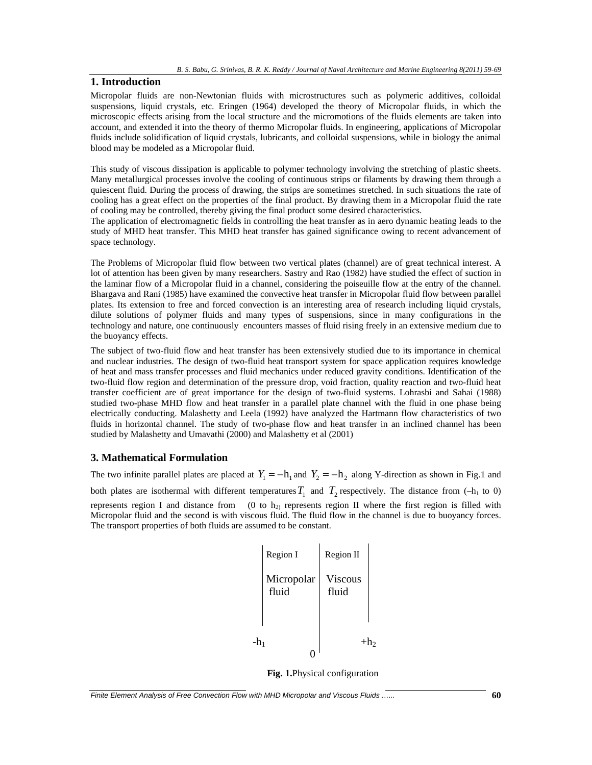## 1. Introduction

Micropolar fluids are non-Newtonian fluids with microstructures such as polymeric additives, colloidal suspensions, liquid crystals, etc. Eringen (1964) developed the theory of Micropolar fluids, in which the microscopic effects arising from the local structure and the micromotions of the fluids elements are taken into account, and extended it into the theory of thermo Micropolar fluids. In engineering, applications of Micropolar fluids include solidification of liquid crystals, lubricants, and colloidal suspensions, while in biology the animal blood may be modeled as a Micropolar fluid.

This study of viscous dissipation is applicable to polymer technology involving the stretching of plastic sheets. Many metallurgical processes involve the cooling of continuous strips or filaments by drawing them through a quiescent fluid. During the process of drawing, the strips are sometimes stretched. In such situations the rate of cooling has a great effect on the properties of the final product. By drawing them in a Micropolar fluid the rate of cooling may be controlled, thereby giving the final product some desired characteristics.
The application of electromagnetic fields in controlling the heat transfer as in aero dynamic heating leads to the study of MHD heat transfer. This MHD heat transfer has gained significance owing to recent advancement of space technology.

The Problems of Micropolar fluid flow between two vertical plates (channel) are of great technical interest. A lot of attention has been given by many researchers. Sastry and Rao (1982) have studied the effect of suction in the laminar flow of a Micropolar fluid in a channel, considering the poiseuille flow at the entry of the channel. Bhargava and Rani (1985) have examined the convective heat transfer in Micropolar fluid flow between parallel plates. Its extension to free and forced convection is an interesting area of research including liquid crystals, dilute solutions of polymer fluids and many types of suspensions, since in many configurations in the technology and nature, one continuously encounters masses of fluid rising freely in an extensive medium due to the buoyancy effects.

The subject of two-fluid flow and heat transfer has been extensively studied due to its importance in chemical and nuclear industries. The design of two-fluid heat transport system for space application requires knowledge of heat and mass transfer processes and fluid mechanics under reduced gravity conditions. Identification of the two-fluid flow region and determination of the pressure drop, void fraction, quality reaction and two-fluid heat transfer coefficient are of great importance for the design of two-fluid systems. Lohrasbi and Sahai (1988) studied two-phase MHD flow and heat transfer in a parallel plate channel with the fluid in one phase being electrically conducting. Malashetty and Leela (1992) have analyzed the Hartmann flow characteristics of two fluids in horizontal channel. The study of two-phase flow and heat transfer in an inclined channel has been studied by Malashetty and Umavathi (2000) and Malashetty et al (2001)

## 3. Mathematical Formulation

The two infinite parallel plates are placed at $Y_1 = -h_1$ and $Y_2 = -h_2$ along Y-direction as shown in Fig.1 and both plates are isothermal with different temperatures $T_1$ and $T_2$ respectively. The distance from ($-h_1$ to 0) represents region I and distance from (0 to $h_2$) represents region II where the first region is filled with Micropolar fluid and the second is with viscous fluid. The fluid flow in the channel is due to buoyancy forces. The transport properties of both fluids are assumed to be constant.

Region I

Micropolar fluid

Region II

Viscous fluid

$-h_1$

0

$+h_2$

**Fig. 1.** Physical configuration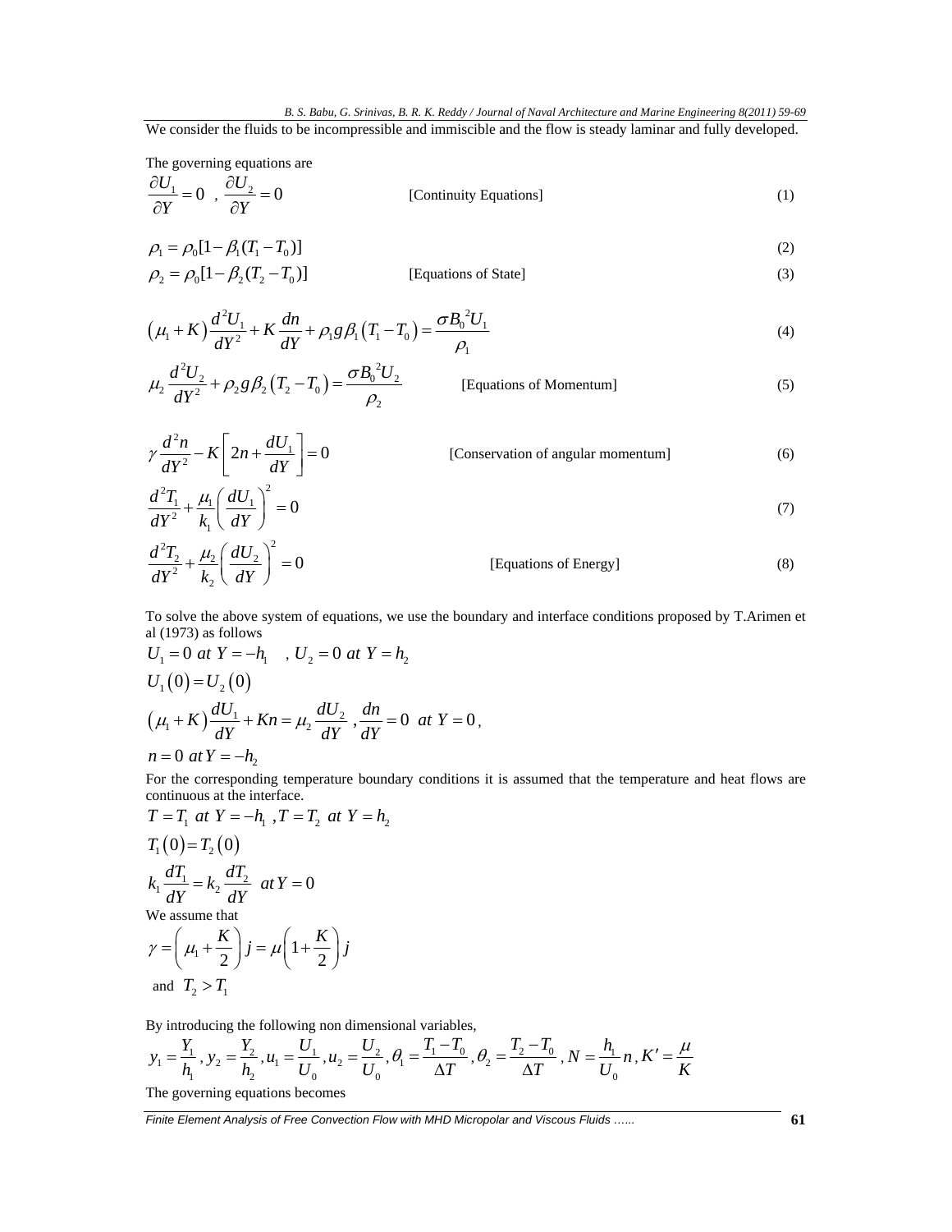We consider the fluids to be incompressible and immiscible and the flow is steady laminar and fully developed.

The governing equations are

$$\frac{\partial U_1}{\partial Y} = 0 \ , \ \frac{\partial U_2}{\partial Y} = 0 \qquad \text{[Continuity Equations]} \tag{1}$$

$$\rho_1 = \rho_0[1-\beta_1(T_1 - T_0)] \tag{2}$$

$$\rho_2 = \rho_0[1-\beta_2(T_2 - T_0)] \qquad \text{[Equations of State]} \tag{3}$$

$$\left(\mu_1 + K\right)\frac{d^2U_1}{dY^2} + K\frac{dn}{dY} + \rho_1 g\beta_1\left(T_1 - T_0\right) = \frac{\sigma B_0^{\ 2}U_1}{\rho_1} \tag{4}$$

$$\mu_2\frac{d^2U_2}{dY^2} + \rho_2 g\beta_2\left(T_2 - T_0\right) = \frac{\sigma B_0^{\ 2}U_2}{\rho_2} \qquad \text{[Equations of Momentum]} \tag{5}$$

$$\gamma\frac{d^2n}{dY^2} - K\left[2n + \frac{dU_1}{dY}\right] = 0 \qquad \text{[Conservation of angular momentum]} \tag{6}$$

$$\frac{d^2T_1}{dY^2} + \frac{\mu_1}{k_1}\left(\frac{dU_1}{dY}\right)^2 = 0 \tag{7}$$

$$\frac{d^2T_2}{dY^2} + \frac{\mu_2}{k_2}\left(\frac{dU_2}{dY}\right)^2 = 0 \qquad \text{[Equations of Energy]} \tag{8}$$

To solve the above system of equations, we use the boundary and interface conditions proposed by T.Arimen et al (1973) as follows

$$U_1 = 0 \ at \ Y = -h_1 \quad , U_2 = 0 \ at \ Y = h_2$$

$$U_1(0) = U_2(0)$$

$$\left(\mu_1 + K\right)\frac{dU_1}{dY} + Kn = \mu_2\frac{dU_2}{dY} \ , \frac{dn}{dY} = 0 \ \ at \ Y = 0,$$

$$n = 0 \ at \, Y = -h_2$$

For the corresponding temperature boundary conditions it is assumed that the temperature and heat flows are continuous at the interface.

$$T = T_1 \ at \ Y = -h_1 \ , T = T_2 \ at \ Y = h_2$$

$$T_1(0) = T_2(0)$$

$$k_1\frac{dT_1}{dY} = k_2\frac{dT_2}{dY} \ \ at \, Y = 0$$

We assume that

$$\gamma = \left(\mu_1 + \frac{K}{2}\right)j = \mu\left(1 + \frac{K}{2}\right)j$$

and $T_2 > T_1$

By introducing the following non dimensional variables,

$$y_1 = \frac{Y_1}{h_1}, y_2 = \frac{Y_2}{h_2}, u_1 = \frac{U_1}{U_0}, u_2 = \frac{U_2}{U_0}, \theta_1 = \frac{T_1 - T_0}{\Delta T}, \theta_2 = \frac{T_2 - T_0}{\Delta T}, N = \frac{h_1}{U_0}n, K' = \frac{\mu}{K}$$

The governing equations becomes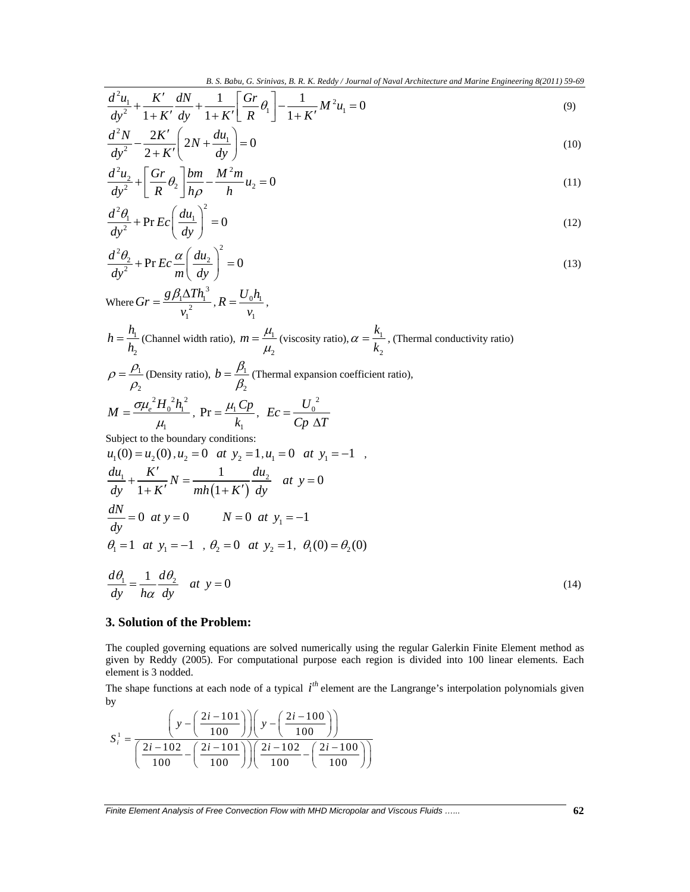$$\frac{d^2u_1}{dy^2}+\frac{K'}{1+K'}\frac{dN}{dy}+\frac{1}{1+K'}\left[\frac{Gr}{R}\theta_1\right]-\frac{1}{1+K'}M^2u_1=0 \tag{9}$$

$$\frac{d^2N}{dy^2}-\frac{2K'}{2+K'}\left(2N+\frac{du_1}{dy}\right)=0 \tag{10}$$

$$\frac{d^2u_2}{dy^2}+\left[\frac{Gr}{R}\theta_2\right]\frac{bm}{h\rho}-\frac{M^2m}{h}u_2=0 \tag{11}$$

$$\frac{d^2\theta_1}{dy^2}+\Pr Ec\left(\frac{du_1}{dy}\right)^2=0 \tag{12}$$

$$\frac{d^2\theta_2}{dy^2}+\Pr Ec\frac{\alpha}{m}\left(\frac{du_2}{dy}\right)^2=0 \tag{13}$$

Where $Gr=\dfrac{g\beta_1\Delta T h_1^{\,3}}{v_1^{\,2}}$, $R=\dfrac{U_0h_1}{v_1}$,

$h=\dfrac{h_1}{h_2}$ (Channel width ratio), $m=\dfrac{\mu_1}{\mu_2}$ (viscosity ratio), $\alpha=\dfrac{k_1}{k_2}$, (Thermal conductivity ratio)

$\rho=\dfrac{\rho_1}{\rho_2}$ (Density ratio), $b=\dfrac{\beta_1}{\beta_2}$ (Thermal expansion coefficient ratio),

$M=\dfrac{\sigma\mu_e^{\,2}H_0^{\,2}h_1^{\,2}}{\mu_1}$, $\Pr=\dfrac{\mu_1 Cp}{k_1}$, $Ec=\dfrac{U_0^{\,2}}{Cp\;\Delta T}$

Subject to the boundary conditions:

$$u_1(0)=u_2(0),\, u_2=0 \;\; at \;\; y_2=1, u_1=0 \;\; at \;\; y_1=-1 \;\; ,$$

$$\frac{du_1}{dy}+\frac{K'}{1+K'}N=\frac{1}{mh\left(1+K'\right)}\frac{du_2}{dy} \quad at \;\; y=0$$

$$\frac{dN}{dy}=0 \;\; at\; y=0 \qquad N=0 \;\; at \;\; y_1=-1$$

$$\theta_1=1 \;\; at \;\; y_1=-1 \;\; , \theta_2=0 \;\; at \;\; y_2=1,\; \theta_1(0)=\theta_2(0)$$

$$\frac{d\theta_1}{dy}=\frac{1}{h\alpha}\frac{d\theta_2}{dy} \quad at \;\; y=0 \tag{14}$$

## 3. Solution of the Problem:

The coupled governing equations are solved numerically using the regular Galerkin Finite Element method as given by Reddy (2005). For computational purpose each region is divided into 100 linear elements. Each element is 3 nodded.

The shape functions at each node of a typical $i^{th}$ element are the Langrange's interpolation polynomials given by

$$S_i^1=\frac{\left(y-\left(\frac{2i-101}{100}\right)\right)\left(y-\left(\frac{2i-100}{100}\right)\right)}{\left(\frac{2i-102}{100}-\left(\frac{2i-101}{100}\right)\right)\left(\frac{2i-102}{100}-\left(\frac{2i-100}{100}\right)\right)}$$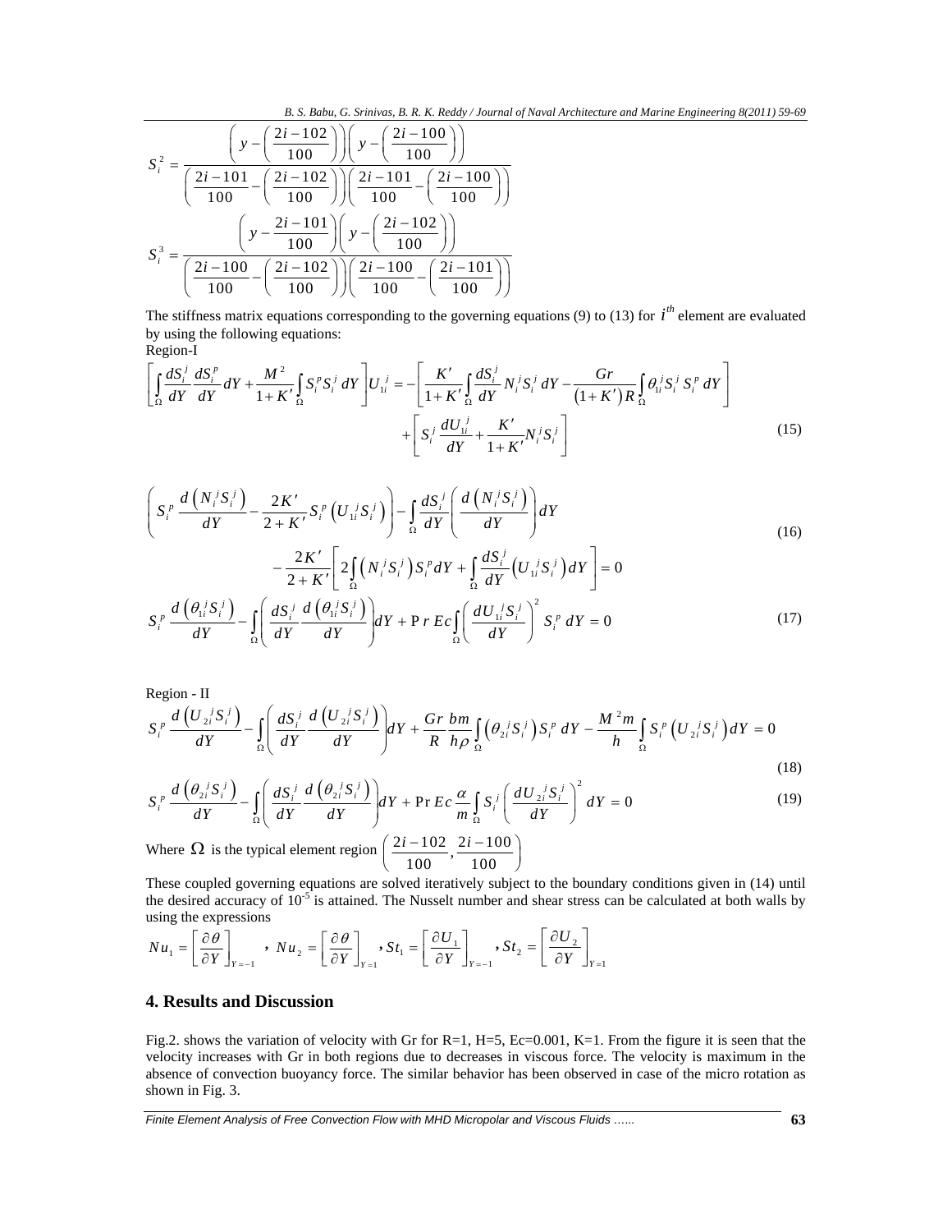$$S_i^2 = \frac{\left(y-\left(\frac{2i-102}{100}\right)\right)\left(y-\left(\frac{2i-100}{100}\right)\right)}{\left(\frac{2i-101}{100}-\left(\frac{2i-102}{100}\right)\right)\left(\frac{2i-101}{100}-\left(\frac{2i-100}{100}\right)\right)}$$

$$S_i^3 = \frac{\left(y-\frac{2i-101}{100}\right)\left(y-\left(\frac{2i-102}{100}\right)\right)}{\left(\frac{2i-100}{100}-\left(\frac{2i-102}{100}\right)\right)\left(\frac{2i-100}{100}-\left(\frac{2i-101}{100}\right)\right)}$$

The stiffness matrix equations corresponding to the governing equations (9) to (13) for $i^{th}$ element are evaluated by using the following equations:

Region-I

$$\left[\int_\Omega \frac{dS_i^j}{dY}\frac{dS_i^p}{dY}dY + \frac{M^2}{1+K'}\int_\Omega S_i^p S_i^j\, dY\right]U_{1i}^{\,j} = -\left[\frac{K'}{1+K'}\int_\Omega \frac{dS_i^j}{dY}N_i^j S_i^j\, dY - \frac{Gr}{(1+K')R}\int_\Omega \theta_{1i}^{\,j} S_i^j S_i^p\, dY\right] + \left[S_i^j \frac{dU_{1i}^{\,j}}{dY} + \frac{K'}{1+K'}N_i^j S_i^j\right] \tag{15}$$

$$\left(S_i^p \frac{d\left(N_i^j S_i^j\right)}{dY} - \frac{2K'}{2+K'}S_i^p\left(U_{1i}^{\,j}S_i^j\right)\right) - \int_\Omega \frac{dS_i^j}{dY}\left(\frac{d\left(N_i^j S_i^j\right)}{dY}\right)dY - \frac{2K'}{2+K'}\left[2\int_\Omega\left(N_i^j S_i^j\right)S_i^p dY + \int_\Omega \frac{dS_i^j}{dY}\left(U_{1i}^{\,j}S_i^j\right)dY\right] = 0 \tag{16}$$

$$S_i^p \frac{d\left(\theta_{1i}^{\,j}S_i^j\right)}{dY} - \int_\Omega\left(\frac{dS_i^j}{dY}\frac{d\left(\theta_{1i}^{\,j}S_i^j\right)}{dY}\right)dY + \Pr Ec\int_\Omega\left(\frac{dU_{1i}^{\,j}S_i^j}{dY}\right)^2 S_i^p\, dY = 0 \tag{17}$$

Region - II

$$S_i^p \frac{d\left(U_{2i}^{\,j}S_i^j\right)}{dY} - \int_\Omega\left(\frac{dS_i^j}{dY}\frac{d\left(U_{2i}^{\,j}S_i^j\right)}{dY}\right)dY + \frac{Gr}{R}\frac{bm}{h\rho}\int_\Omega\left(\theta_{2i}^{\,j}S_i^j\right)S_i^p\, dY - \frac{M^2 m}{h}\int_\Omega S_i^p\left(U_{2i}^{\,j}S_i^j\right)dY = 0 \tag{18}$$

$$S_i^p \frac{d\left(\theta_{2i}^{\,j}S_i^j\right)}{dY} - \int_\Omega\left(\frac{dS_i^j}{dY}\frac{d\left(\theta_{2i}^{\,j}S_i^j\right)}{dY}\right)dY + \Pr Ec\frac{\alpha}{m}\int_\Omega S_i^j\left(\frac{dU_{2i}^{\,j}S_i^j}{dY}\right)^2 dY = 0 \tag{19}$$

Where $\Omega$ is the typical element region $\left(\frac{2i-102}{100}, \frac{2i-100}{100}\right)$

These coupled governing equations are solved iteratively subject to the boundary conditions given in (14) until the desired accuracy of $10^{-5}$ is attained. The Nusselt number and shear stress can be calculated at both walls by using the expressions

$$Nu_1 = \left[\frac{\partial\theta}{\partial Y}\right]_{Y=-1},\ Nu_2 = \left[\frac{\partial\theta}{\partial Y}\right]_{Y=1},\ St_1 = \left[\frac{\partial U_1}{\partial Y}\right]_{Y=-1},\ St_2 = \left[\frac{\partial U_2}{\partial Y}\right]_{Y=1}$$

## 4. Results and Discussion

Fig.2. shows the variation of velocity with Gr for R=1, H=5, Ec=0.001, K=1. From the figure it is seen that the velocity increases with Gr in both regions due to decreases in viscous force. The velocity is maximum in the absence of convection buoyancy force. The similar behavior has been observed in case of the micro rotation as shown in Fig. 3.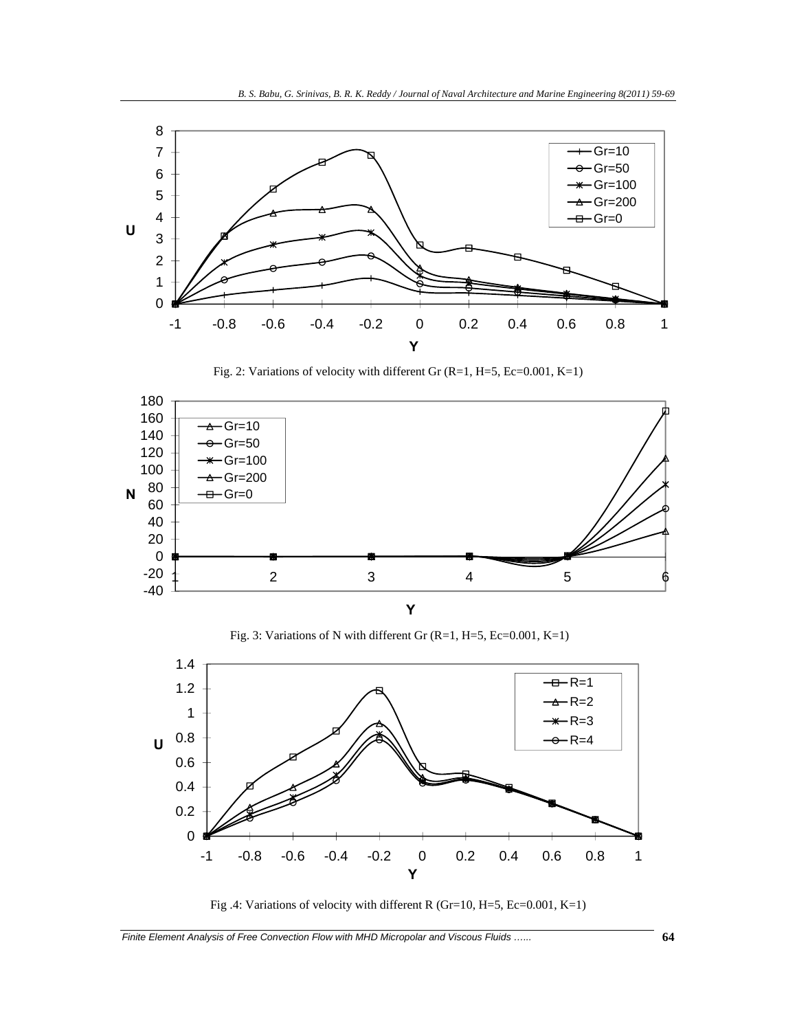Fig. 2: Variations of velocity with different Gr (R=1, H=5, Ec=0.001, K=1)

Fig. 3: Variations of N with different Gr (R=1, H=5, Ec=0.001, K=1)

Fig .4: Variations of velocity with different R (Gr=10, H=5, Ec=0.001, K=1)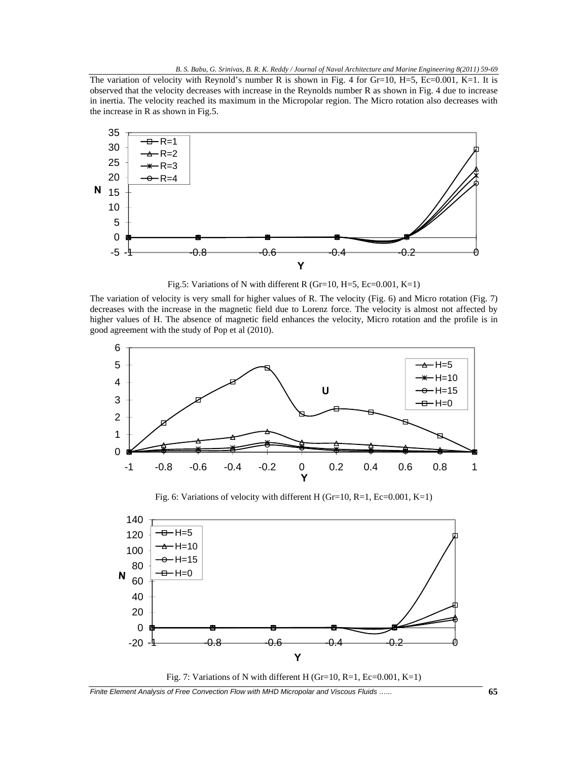The variation of velocity with Reynold's number R is shown in Fig. 4 for Gr=10, H=5, Ec=0.001, K=1. It is observed that the velocity decreases with increase in the Reynolds number R as shown in Fig. 4 due to increase in inertia. The velocity reached its maximum in the Micropolar region. The Micro rotation also decreases with the increase in R as shown in Fig.5.

Fig.5: Variations of N with different R (Gr=10, H=5, Ec=0.001, K=1)

The variation of velocity is very small for higher values of R. The velocity (Fig. 6) and Micro rotation (Fig. 7) decreases with the increase in the magnetic field due to Lorenz force. The velocity is almost not affected by higher values of H. The absence of magnetic field enhances the velocity, Micro rotation and the profile is in good agreement with the study of Pop et al (2010).

Fig. 6: Variations of velocity with different H (Gr=10, R=1, Ec=0.001, K=1)

Fig. 7: Variations of N with different H (Gr=10, R=1, Ec=0.001, K=1)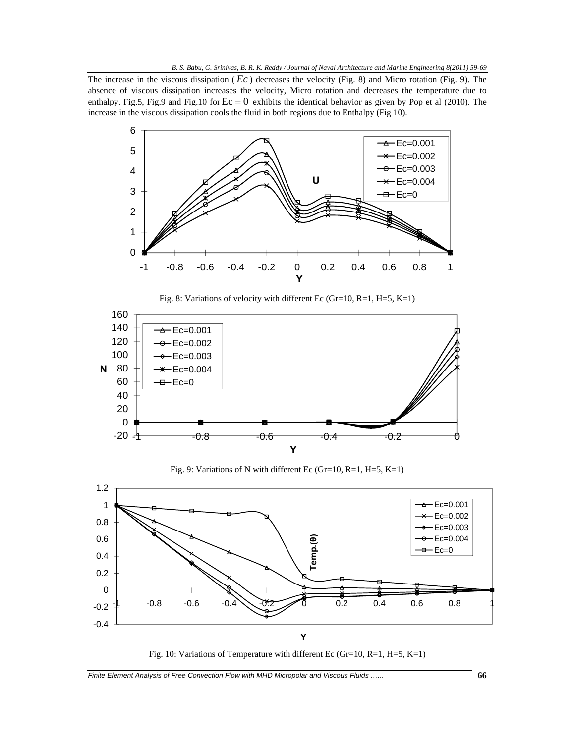The increase in the viscous dissipation ( $Ec$ ) decreases the velocity (Fig. 8) and Micro rotation (Fig. 9). The absence of viscous dissipation increases the velocity, Micro rotation and decreases the temperature due to enthalpy. Fig.5, Fig.9 and Fig.10 for $Ec = 0$ exhibits the identical behavior as given by Pop et al (2010). The increase in the viscous dissipation cools the fluid in both regions due to Enthalpy (Fig 10).

Fig. 8: Variations of velocity with different Ec (Gr=10, R=1, H=5, K=1)

Fig. 9: Variations of N with different Ec (Gr=10, R=1, H=5, K=1)

Fig. 10: Variations of Temperature with different Ec (Gr=10, R=1, H=5, K=1)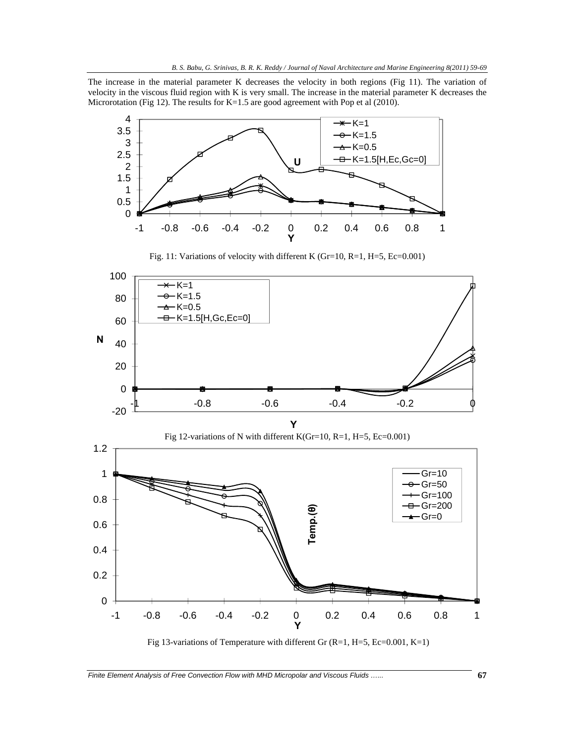The increase in the material parameter K decreases the velocity in both regions (Fig 11). The variation of velocity in the viscous fluid region with K is very small. The increase in the material parameter K decreases the Microrotation (Fig 12). The results for K=1.5 are good agreement with Pop et al (2010).

Fig. 11: Variations of velocity with different K (Gr=10, R=1, H=5, Ec=0.001)

Fig 12-variations of N with different K(Gr=10, R=1, H=5, Ec=0.001)

Fig 13-variations of Temperature with different Gr (R=1, H=5, Ec=0.001, K=1)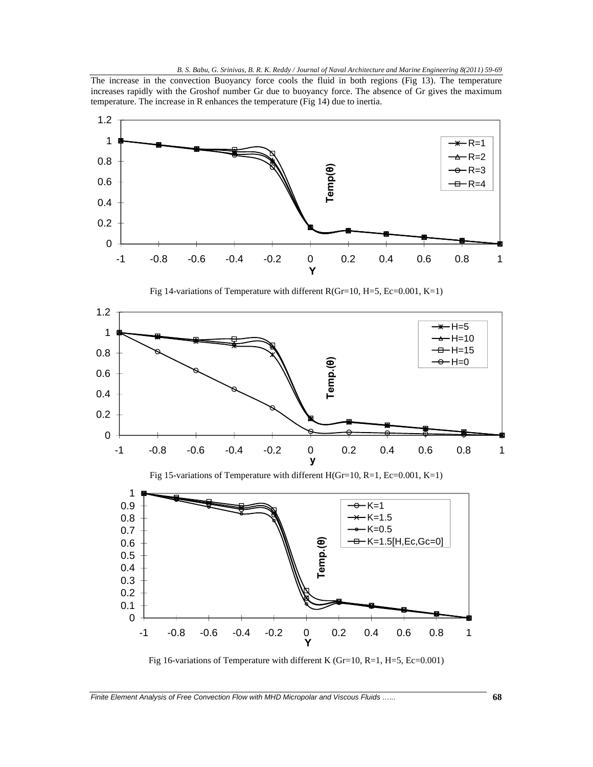The increase in the convection Buoyancy force cools the fluid in both regions (Fig 13). The temperature increases rapidly with the Groshof number Gr due to buoyancy force. The absence of Gr gives the maximum temperature. The increase in R enhances the temperature (Fig 14) due to inertia.

Fig 14-variations of Temperature with different R(Gr=10, H=5, Ec=0.001, K=1)

Fig 15-variations of Temperature with different H(Gr=10, R=1, Ec=0.001, K=1)

Fig 16-variations of Temperature with different K (Gr=10, R=1, H=5, Ec=0.001)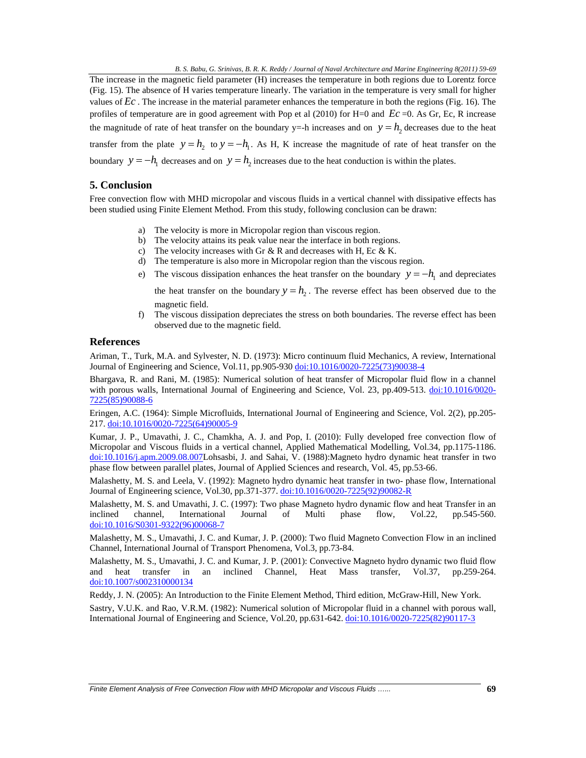The increase in the magnetic field parameter (H) increases the temperature in both regions due to Lorentz force (Fig. 15). The absence of H varies temperature linearly. The variation in the temperature is very small for higher values of $Ec$. The increase in the material parameter enhances the temperature in both the regions (Fig. 16). The profiles of temperature are in good agreement with Pop et al (2010) for H=0 and $Ec$ =0. As Gr, Ec, R increase the magnitude of rate of heat transfer on the boundary y=-h increases and on $y = h_2$ decreases due to the heat transfer from the plate $y = h_2$ to $y = -h_1$. As H, K increase the magnitude of rate of heat transfer on the boundary $y = -h_1$ decreases and on $y = h_2$ increases due to the heat conduction is within the plates.

## 5. Conclusion

Free convection flow with MHD micropolar and viscous fluids in a vertical channel with dissipative effects has been studied using Finite Element Method. From this study, following conclusion can be drawn:

a) The velocity is more in Micropolar region than viscous region.
b) The velocity attains its peak value near the interface in both regions.
c) The velocity increases with Gr & R and decreases with H, Ec & K.
d) The temperature is also more in Micropolar region than the viscous region.
e) The viscous dissipation enhances the heat transfer on the boundary $y = -h_1$ and depreciates the heat transfer on the boundary $y = h_2$. The reverse effect has been observed due to the magnetic field.
f) The viscous dissipation depreciates the stress on both boundaries. The reverse effect has been observed due to the magnetic field.

## References

Ariman, T., Turk, M.A. and Sylvester, N. D. (1973): Micro continuum fluid Mechanics, A review, International Journal of Engineering and Science, Vol.11, pp.905-930 doi:10.1016/0020-7225(73)90038-4

Bhargava, R. and Rani, M. (1985): Numerical solution of heat transfer of Micropolar fluid flow in a channel with porous walls, International Journal of Engineering and Science, Vol. 23, pp.409-513. doi:10.1016/0020-7225(85)90088-6

Eringen, A.C. (1964): Simple Microfluids, International Journal of Engineering and Science, Vol. 2(2), pp.205-217. doi:10.1016/0020-7225(64)90005-9

Kumar, J. P., Umavathi, J. C., Chamkha, A. J. and Pop, I. (2010): Fully developed free convection flow of Micropolar and Viscous fluids in a vertical channel, Applied Mathematical Modelling, Vol.34, pp.1175-1186. doi:10.1016/j.apm.2009.08.007Lohsasbi, J. and Sahai, V. (1988):Magneto hydro dynamic heat transfer in two phase flow between parallel plates, Journal of Applied Sciences and research, Vol. 45, pp.53-66.

Malashetty, M. S. and Leela, V. (1992): Magneto hydro dynamic heat transfer in two- phase flow, International Journal of Engineering science, Vol.30, pp.371-377. doi:10.1016/0020-7225(92)90082-R

Malashetty, M. S. and Umavathi, J. C. (1997): Two phase Magneto hydro dynamic flow and heat Transfer in an inclined channel, International Journal of Multi phase flow, Vol.22, pp.545-560. doi:10.1016/S0301-9322(96)00068-7

Malashetty, M. S., Umavathi, J. C. and Kumar, J. P. (2000): Two fluid Magneto Convection Flow in an inclined Channel, International Journal of Transport Phenomena, Vol.3, pp.73-84.

Malashetty, M. S., Umavathi, J. C. and Kumar, J. P. (2001): Convective Magneto hydro dynamic two fluid flow and heat transfer in an inclined Channel, Heat Mass transfer, Vol.37, pp.259-264. doi:10.1007/s002310000134

Reddy, J. N. (2005): An Introduction to the Finite Element Method, Third edition, McGraw-Hill, New York.

Sastry, V.U.K. and Rao, V.R.M. (1982): Numerical solution of Micropolar fluid in a channel with porous wall, International Journal of Engineering and Science, Vol.20, pp.631-642. doi:10.1016/0020-7225(82)90117-3